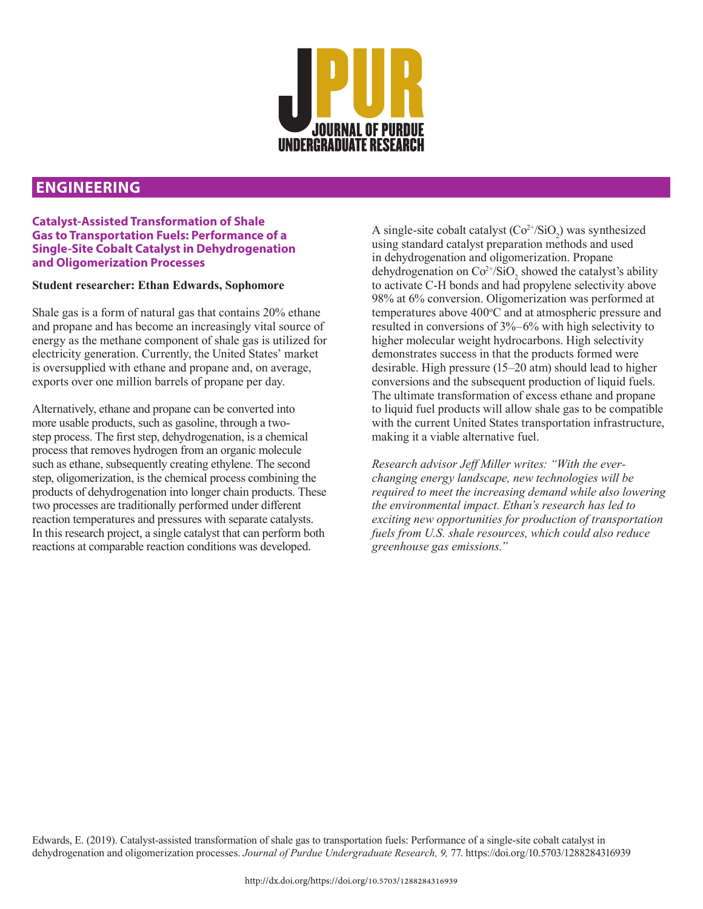# JPUR
**JOURNAL OF PURDUE UNDERGRADUATE RESEARCH**

## ENGINEERING

### Catalyst-Assisted Transformation of Shale Gas to Transportation Fuels: Performance of a Single-Site Cobalt Catalyst in Dehydrogenation and Oligomerization Processes

**Student researcher: Ethan Edwards, Sophomore**

Shale gas is a form of natural gas that contains 20% ethane and propane and has become an increasingly vital source of energy as the methane component of shale gas is utilized for electricity generation. Currently, the United States' market is oversupplied with ethane and propane and, on average, exports over one million barrels of propane per day.

Alternatively, ethane and propane can be converted into more usable products, such as gasoline, through a two-step process. The first step, dehydrogenation, is a chemical process that removes hydrogen from an organic molecule such as ethane, subsequently creating ethylene. The second step, oligomerization, is the chemical process combining the products of dehydrogenation into longer chain products. These two processes are traditionally performed under different reaction temperatures and pressures with separate catalysts. In this research project, a single catalyst that can perform both reactions at comparable reaction conditions was developed.

A single-site cobalt catalyst ($Co^{2+}/SiO_2$) was synthesized using standard catalyst preparation methods and used in dehydrogenation and oligomerization. Propane dehydrogenation on $Co^{2+}/SiO_2$ showed the catalyst's ability to activate C-H bonds and had propylene selectivity above 98% at 6% conversion. Oligomerization was performed at temperatures above 400°C and at atmospheric pressure and resulted in conversions of 3%–6% with high selectivity to higher molecular weight hydrocarbons. High selectivity demonstrates success in that the products formed were desirable. High pressure (15–20 atm) should lead to higher conversions and the subsequent production of liquid fuels. The ultimate transformation of excess ethane and propane to liquid fuel products will allow shale gas to be compatible with the current United States transportation infrastructure, making it a viable alternative fuel.

*Research advisor Jeff Miller writes: "With the ever-changing energy landscape, new technologies will be required to meet the increasing demand while also lowering the environmental impact. Ethan's research has led to exciting new opportunities for production of transportation fuels from U.S. shale resources, which could also reduce greenhouse gas emissions."*

Edwards, E. (2019). Catalyst-assisted transformation of shale gas to transportation fuels: Performance of a single-site cobalt catalyst in dehydrogenation and oligomerization processes. *Journal of Purdue Undergraduate Research, 9,* 77. https://doi.org/10.5703/1288284316939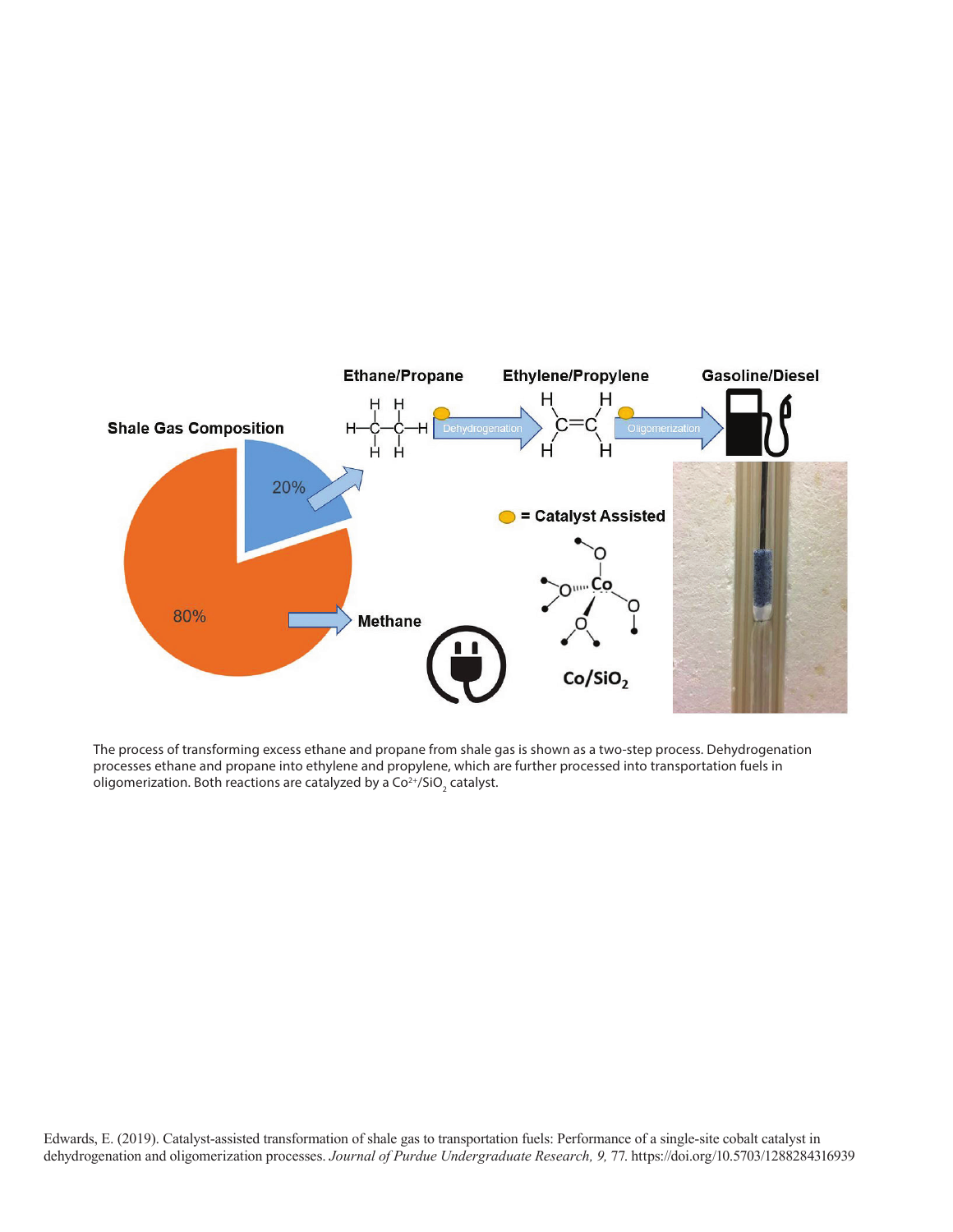Shale Gas Composition

20%

80%

Methane

Ethane/Propane

Dehydrogenation

Ethylene/Propylene

Oligomerization

Gasoline/Diesel

= Catalyst Assisted

$Co/SiO_2$

The process of transforming excess ethane and propane from shale gas is shown as a two-step process. Dehydrogenation processes ethane and propane into ethylene and propylene, which are further processed into transportation fuels in oligomerization. Both reactions are catalyzed by a $Co^{2+}/SiO_2$ catalyst.

Edwards, E. (2019). Catalyst-assisted transformation of shale gas to transportation fuels: Performance of a single-site cobalt catalyst in dehydrogenation and oligomerization processes. *Journal of Purdue Undergraduate Research, 9,* 77. https://doi.org/10.5703/1288284316939